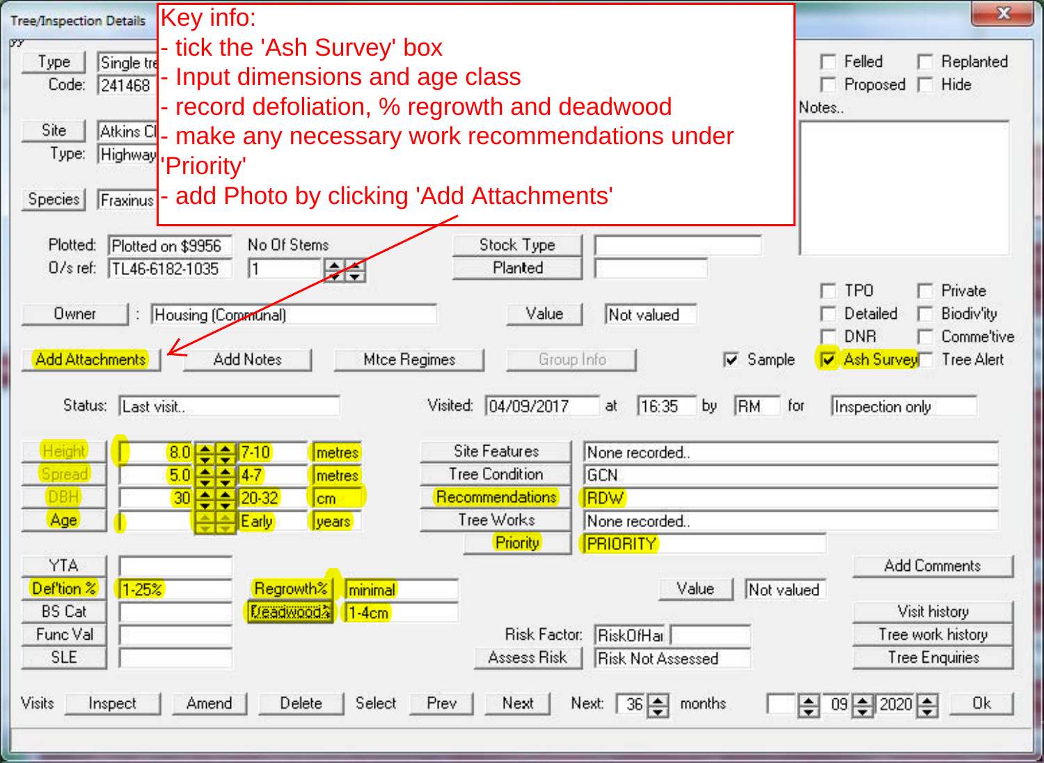Tree/Inspection Details

**Key info:**

- tick the 'Ash Survey' box
- Input dimensions and age class
- record defoliation, % regrowth and deadwood
- make any necessary work recommendations under 'Priority'
- add Photo by clicking 'Add Attachments'

Type: Single tre
Code: 241468

Site: Atkins Cl
Type: Highway

Species: Fraxinus

Plotted: Plotted on $9956
O/s ref: TL46-6182-1035
No Of Stems: 1

Stock Type
Planted

Felled / Replanted / Proposed / Hide

Notes..

Owner: Housing (Communal)
Value: Not valued

TPO / Private / Detailed / Biodiv'ity / DNR / Comme'tive

Add Attachments | Add Notes | Mtce Regimes | Group Info

☑ Sample ☑ Ash Survey ☐ Tree Alert

Status: Last visit..
Visited: 04/09/2017 at 16:35 by RM for Inspection only

| | | | |
|---|---|---|---|
| Height | 8.0 | 7-10 | metres |
| Spread | 5.0 | 4-7 | metres |
| DBH | 30 | 20-32 | cm |
| Age | | Early | years |

| | |
|---|---|
| Site Features | None recorded.. |
| Tree Condition | GCN |
| Recommendations | RDW |
| Tree Works | None recorded.. |
| Priority | PRIORITY |

YTA:
Def'tion %: 1-25%
BS Cat:
Func Val:
SLE:

Regrowth%: minimal
Deadwood%: 1-4cm

Value: Not valued

Add Comments

Risk Factor: RiskOfHa
Assess Risk: Risk Not Assessed

Visit history
Tree work history
Tree Enquiries

Visits: Inspect | Amend | Delete | Select | Prev | Next | Next: 36 months | 09 2020 | Ok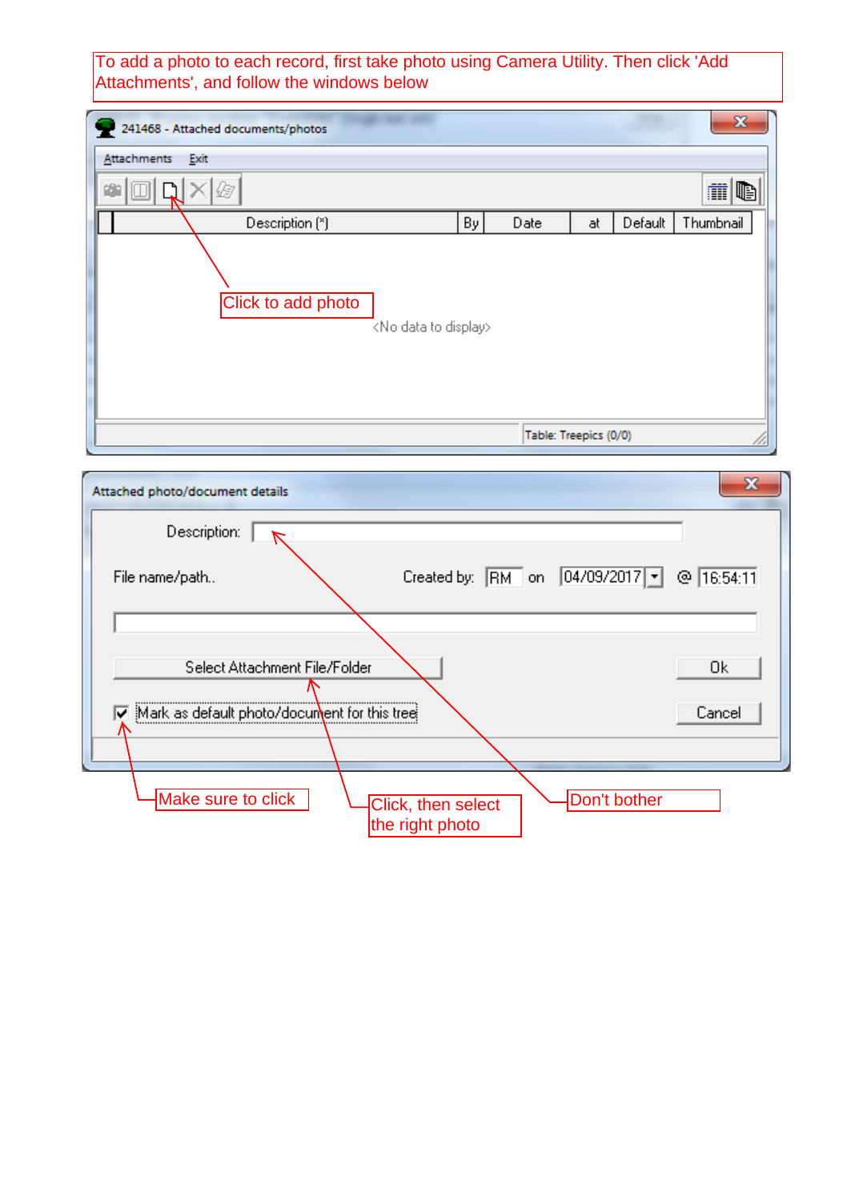To add a photo to each record, first take photo using Camera Utility. Then click 'Add Attachments', and follow the windows below

241468 - Attached documents/photos

Attachments Exit

| Description (*) | By | Date | at | Default | Thumbnail |
|---|---|---|---|---|---|

Click to add photo

<No data to display>

Table: Treepics (0/0)

Attached photo/document details

Description:

File name/path..

Created by: RM on 04/09/2017 @ 16:54:11

Select Attachment File/Folder

Ok

Mark as default photo/document for this tree

Cancel

Make sure to click

Click, then select the right photo

Don't bother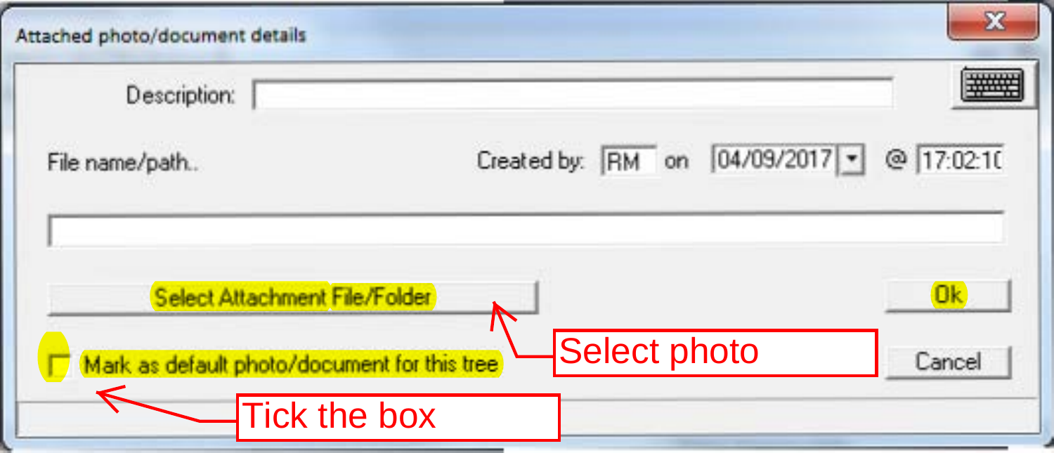Attached photo/document details

Description:

File name/path..

Created by: RM on 04/09/2017 @ 17:02:10

Select Attachment File/Folder

Ok

Mark as default photo/document for this tree

Cancel

Select photo

Tick the box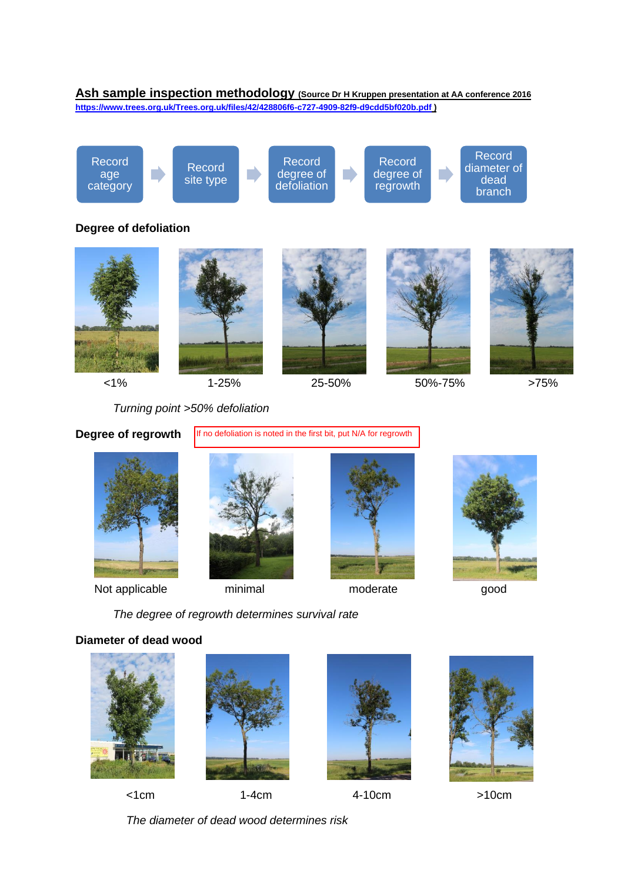## Ash sample inspection methodology (Source Dr H Kruppen presentation at AA conference 2016 https://www.trees.org.uk/Trees.org.uk/files/42/428806f6-c727-4909-82f9-d9cdd5bf020b.pdf )

Record age category → Record site type → Record degree of defoliation → Record degree of regrowth → Record diameter of dead branch

### Degree of defoliation

<1% | 1-25% | 25-50% | 50%-75% | >75%

*Turning point >50% defoliation*

### Degree of regrowth

If no defoliation is noted in the first bit, put N/A for regrowth

Not applicable | minimal | moderate | good

*The degree of regrowth determines survival rate*

### Diameter of dead wood

<1cm | 1-4cm | 4-10cm | >10cm

*The diameter of dead wood determines risk*